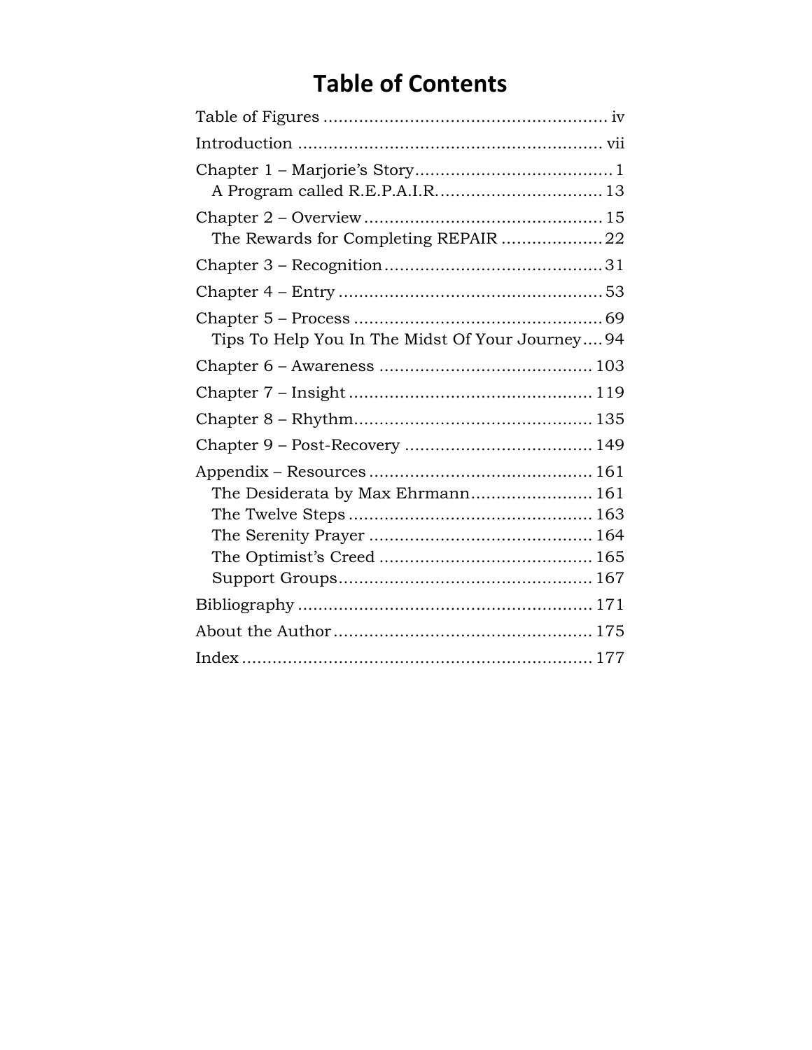# Table of Contents

Table of Figures ........................................................ iv

Introduction ............................................................ vii

Chapter 1 – Marjorie's Story....................................... 1
  A Program called R.E.P.A.I.R................................. 13

Chapter 2 – Overview ............................................... 15
  The Rewards for Completing REPAIR .................... 22

Chapter 3 – Recognition........................................... 31

Chapter 4 – Entry .................................................... 53

Chapter 5 – Process ................................................. 69
  Tips To Help You In The Midst Of Your Journey.... 94

Chapter 6 – Awareness .......................................... 103

Chapter 7 – Insight ................................................ 119

Chapter 8 – Rhythm............................................... 135

Chapter 9 – Post-Recovery ..................................... 149

Appendix – Resources ............................................ 161
  The Desiderata by Max Ehrmann........................ 161
  The Twelve Steps ................................................ 163
  The Serenity Prayer ............................................ 164
  The Optimist's Creed .......................................... 165
  Support Groups.................................................. 167

Bibliography .......................................................... 171

About the Author ................................................... 175

Index ..................................................................... 177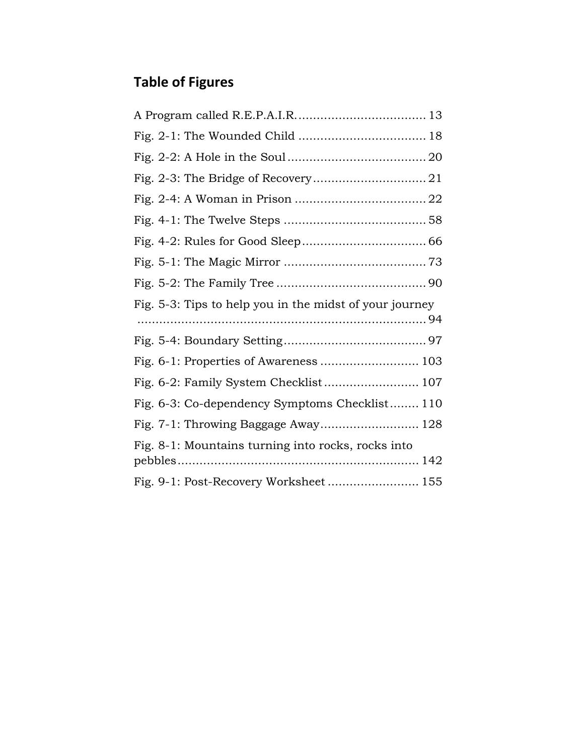## Table of Figures

A Program called R.E.P.A.I.R. .................................. 13

Fig. 2-1: The Wounded Child .................................. 18

Fig. 2-2: A Hole in the Soul ..................................... 20

Fig. 2-3: The Bridge of Recovery ............................... 21

Fig. 2-4: A Woman in Prison .................................... 22

Fig. 4-1: The Twelve Steps ....................................... 58

Fig. 4-2: Rules for Good Sleep .................................. 66

Fig. 5-1: The Magic Mirror ....................................... 73

Fig. 5-2: The Family Tree ......................................... 90

Fig. 5-3: Tips to help you in the midst of your journey ........................................................................ 94

Fig. 5-4: Boundary Setting ....................................... 97

Fig. 6-1: Properties of Awareness ........................... 103

Fig. 6-2: Family System Checklist .......................... 107

Fig. 6-3: Co-dependency Symptoms Checklist ........ 110

Fig. 7-1: Throwing Baggage Away ........................... 128

Fig. 8-1: Mountains turning into rocks, rocks into pebbles .................................................................. 142

Fig. 9-1: Post-Recovery Worksheet ......................... 155